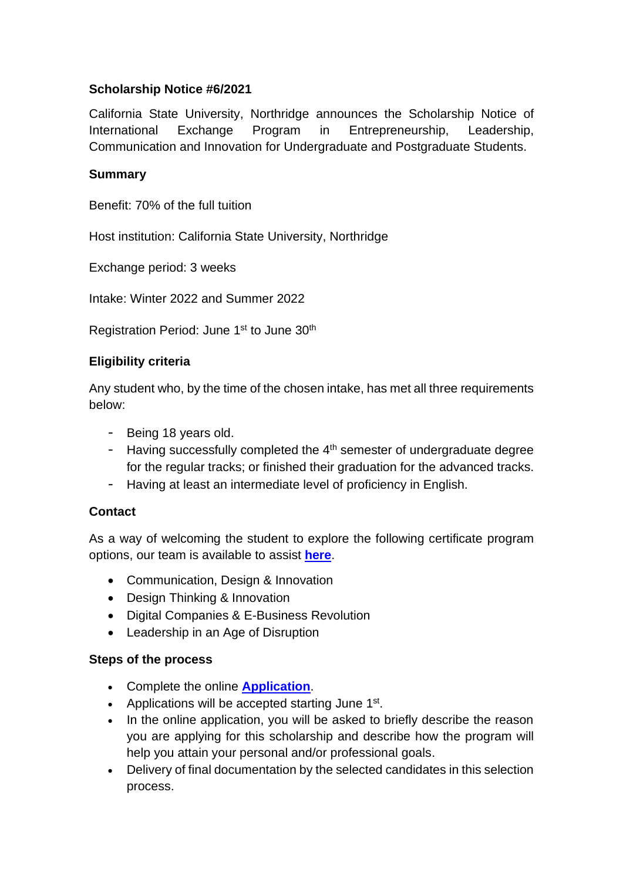**Scholarship Notice #6/2021**

California State University, Northridge announces the Scholarship Notice of International Exchange Program in Entrepreneurship, Leadership, Communication and Innovation for Undergraduate and Postgraduate Students.

**Summary**

Benefit: 70% of the full tuition

Host institution: California State University, Northridge

Exchange period: 3 weeks

Intake: Winter 2022 and Summer 2022

Registration Period: June 1st to June 30th

**Eligibility criteria**

Any student who, by the time of the chosen intake, has met all three requirements below:

- Being 18 years old.
- Having successfully completed the 4th semester of undergraduate degree for the regular tracks; or finished their graduation for the advanced tracks.
- Having at least an intermediate level of proficiency in English.

**Contact**

As a way of welcoming the student to explore the following certificate program options, our team is available to assist **here**.

- Communication, Design & Innovation
- Design Thinking & Innovation
- Digital Companies & E-Business Revolution
- Leadership in an Age of Disruption

**Steps of the process**

- Complete the online **Application**.
- Applications will be accepted starting June 1st.
- In the online application, you will be asked to briefly describe the reason you are applying for this scholarship and describe how the program will help you attain your personal and/or professional goals.
- Delivery of final documentation by the selected candidates in this selection process.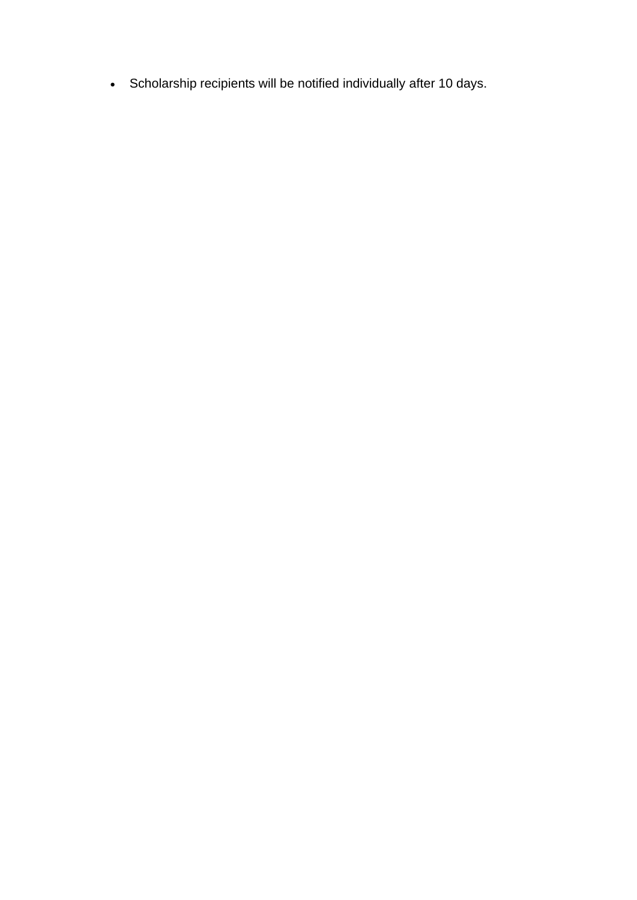- Scholarship recipients will be notified individually after 10 days.